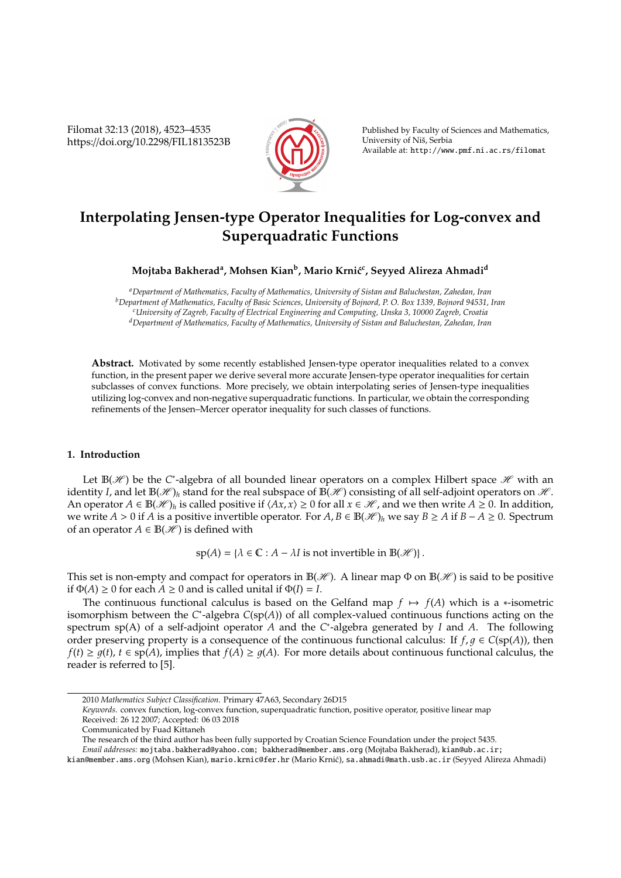# Interpolating Jensen-type Operator Inequalities for Log-convex and Superquadratic Functions

**Mojtaba Bakherad[a], Mohsen Kian[b], Mario Krnić[c], Seyyed Alireza Ahmadi[d]**

[a]*Department of Mathematics, Faculty of Mathematics, University of Sistan and Baluchestan, Zahedan, Iran*
[b]*Department of Mathematics, Faculty of Basic Sciences, University of Bojnord, P. O. Box 1339, Bojnord 94531, Iran*
[c]*University of Zagreb, Faculty of Electrical Engineering and Computing, Unska 3, 10000 Zagreb, Croatia*
[d]*Department of Mathematics, Faculty of Mathematics, University of Sistan and Baluchestan, Zahedan, Iran*

**Abstract.** Motivated by some recently established Jensen-type operator inequalities related to a convex function, in the present paper we derive several more accurate Jensen-type operator inequalities for certain subclasses of convex functions. More precisely, we obtain interpolating series of Jensen-type inequalities utilizing log-convex and non-negative superquadratic functions. In particular, we obtain the corresponding refinements of the Jensen–Mercer operator inequality for such classes of functions.

## 1. Introduction

Let $\mathbb{B}(\mathscr{H})$ be the $C^*$-algebra of all bounded linear operators on a complex Hilbert space $\mathscr{H}$ with an identity $I$, and let $\mathbb{B}(\mathscr{H})_h$ stand for the real subspace of $\mathbb{B}(\mathscr{H})$ consisting of all self-adjoint operators on $\mathscr{H}$. An operator $A \in \mathbb{B}(\mathscr{H})_h$ is called positive if $\langle Ax, x\rangle \geq 0$ for all $x \in \mathscr{H}$, and we then write $A \geq 0$. In addition, we write $A > 0$ if $A$ is a positive invertible operator. For $A, B \in \mathbb{B}(\mathscr{H})_h$ we say $B \geq A$ if $B - A \geq 0$. Spectrum of an operator $A \in \mathbb{B}(\mathscr{H})$ is defined with

$$\mathrm{sp}(A) = \{\lambda \in \mathbb{C} : A - \lambda I \text{ is not invertible in } \mathbb{B}(\mathscr{H})\}.$$

This set is non-empty and compact for operators in $\mathbb{B}(\mathscr{H})$. A linear map $\Phi$ on $\mathbb{B}(\mathscr{H})$ is said to be positive if $\Phi(A) \geq 0$ for each $A \geq 0$ and is called unital if $\Phi(I) = I$.

The continuous functional calculus is based on the Gelfand map $f \mapsto f(A)$ which is a $*$-isometric isomorphism between the $C^*$-algebra $C(\mathrm{sp}(A))$ of all complex-valued continuous functions acting on the spectrum sp(A) of a self-adjoint operator $A$ and the $C^*$-algebra generated by $I$ and $A$. The following order preserving property is a consequence of the continuous functional calculus: If $f, g \in C(\mathrm{sp}(A))$, then $f(t) \geq g(t)$, $t \in \mathrm{sp}(A)$, implies that $f(A) \geq g(A)$. For more details about continuous functional calculus, the reader is referred to [5].

2010 *Mathematics Subject Classification.* Primary 47A63, Secondary 26D15

*Keywords.* convex function, log-convex function, superquadratic function, positive operator, positive linear map

Received: 26 12 2007; Accepted: 06 03 2018

Communicated by Fuad Kittaneh

The research of the third author has been fully supported by Croatian Science Foundation under the project 5435.

*Email addresses:* mojtaba.bakherad@yahoo.com; bakherad@member.ams.org (Mojtaba Bakherad), kian@ub.ac.ir; kian@member.ams.org (Mohsen Kian), mario.krnic@fer.hr (Mario Krnić), sa.ahmadi@math.usb.ac.ir (Seyyed Alireza Ahmadi)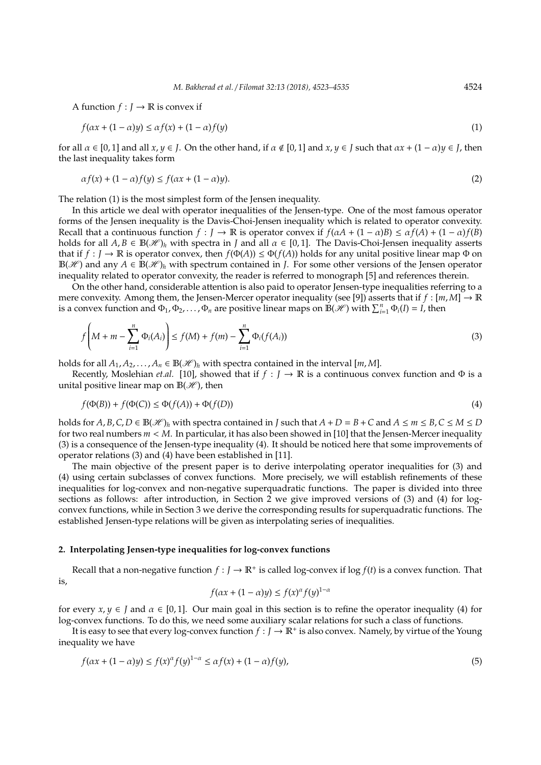A function $f : J \to \mathbb{R}$ is convex if

$$f(\alpha x + (1 - \alpha)y) \leq \alpha f(x) + (1 - \alpha)f(y) \tag{1}$$

for all $\alpha \in [0, 1]$ and all $x, y \in J$. On the other hand, if $\alpha \notin [0, 1]$ and $x, y \in J$ such that $\alpha x + (1 - \alpha)y \in J$, then the last inequality takes form

$$\alpha f(x) + (1 - \alpha)f(y) \leq f(\alpha x + (1 - \alpha)y). \tag{2}$$

The relation (1) is the most simplest form of the Jensen inequality.

In this article we deal with operator inequalities of the Jensen-type. One of the most famous operator forms of the Jensen inequality is the Davis-Choi-Jensen inequality which is related to operator convexity. Recall that a continuous function $f : J \to \mathbb{R}$ is operator convex if $f(\alpha A + (1 - \alpha)B) \leq \alpha f(A) + (1 - \alpha)f(B)$ holds for all $A, B \in \mathbb{B}(\mathscr{H})_h$ with spectra in $J$ and all $\alpha \in [0, 1]$. The Davis-Choi-Jensen inequality asserts that if $f : J \to \mathbb{R}$ is operator convex, then $f(\Phi(A)) \leq \Phi(f(A))$ holds for any unital positive linear map $\Phi$ on $\mathbb{B}(\mathscr{H})$ and any $A \in \mathbb{B}(\mathscr{H})_h$ with spectrum contained in $J$. For some other versions of the Jensen operator inequality related to operator convexity, the reader is referred to monograph [5] and references therein.

On the other hand, considerable attention is also paid to operator Jensen-type inequalities referring to a mere convexity. Among them, the Jensen-Mercer operator inequality (see [9]) asserts that if $f : [m, M] \to \mathbb{R}$ is a convex function and $\Phi_1, \Phi_2, \ldots, \Phi_n$ are positive linear maps on $\mathbb{B}(\mathscr{H})$ with $\sum_{i=1}^{n} \Phi_i(I) = I$, then

$$f\left(M + m - \sum_{i=1}^{n} \Phi_i(A_i)\right) \leq f(M) + f(m) - \sum_{i=1}^{n} \Phi_i(f(A_i)) \tag{3}$$

holds for all $A_1, A_2, \ldots, A_n \in \mathbb{B}(\mathscr{H})_h$ with spectra contained in the interval $[m, M]$.

Recently, Moslehian *et.al.* [10], showed that if $f : J \to \mathbb{R}$ is a continuous convex function and $\Phi$ is a unital positive linear map on $\mathbb{B}(\mathscr{H})$, then

$$f(\Phi(B)) + f(\Phi(C)) \leq \Phi(f(A)) + \Phi(f(D)) \tag{4}$$

holds for $A, B, C, D \in \mathbb{B}(\mathscr{H})_h$ with spectra contained in $J$ such that $A + D = B + C$ and $A \leq m \leq B, C \leq M \leq D$ for two real numbers $m < M$. In particular, it has also been showed in [10] that the Jensen-Mercer inequality (3) is a consequence of the Jensen-type inequality (4). It should be noticed here that some improvements of operator relations (3) and (4) have been established in [11].

The main objective of the present paper is to derive interpolating operator inequalities for (3) and (4) using certain subclasses of convex functions. More precisely, we will establish refinements of these inequalities for log-convex and non-negative superquadratic functions. The paper is divided into three sections as follows: after introduction, in Section 2 we give improved versions of (3) and (4) for log-convex functions, while in Section 3 we derive the corresponding results for superquadratic functions. The established Jensen-type relations will be given as interpolating series of inequalities.

## 2. Interpolating Jensen-type inequalities for log-convex functions

Recall that a non-negative function $f : J \to \mathbb{R}^+$ is called log-convex if $\log f(t)$ is a convex function. That is,

$$f(\alpha x + (1 - \alpha)y) \leq f(x)^{\alpha} f(y)^{1-\alpha}$$

for every $x, y \in J$ and $\alpha \in [0, 1]$. Our main goal in this section is to refine the operator inequality (4) for log-convex functions. To do this, we need some auxiliary scalar relations for such a class of functions.

It is easy to see that every log-convex function $f : J \to \mathbb{R}^+$ is also convex. Namely, by virtue of the Young inequality we have

$$f(\alpha x + (1 - \alpha)y) \leq f(x)^{\alpha} f(y)^{1-\alpha} \leq \alpha f(x) + (1 - \alpha)f(y), \tag{5}$$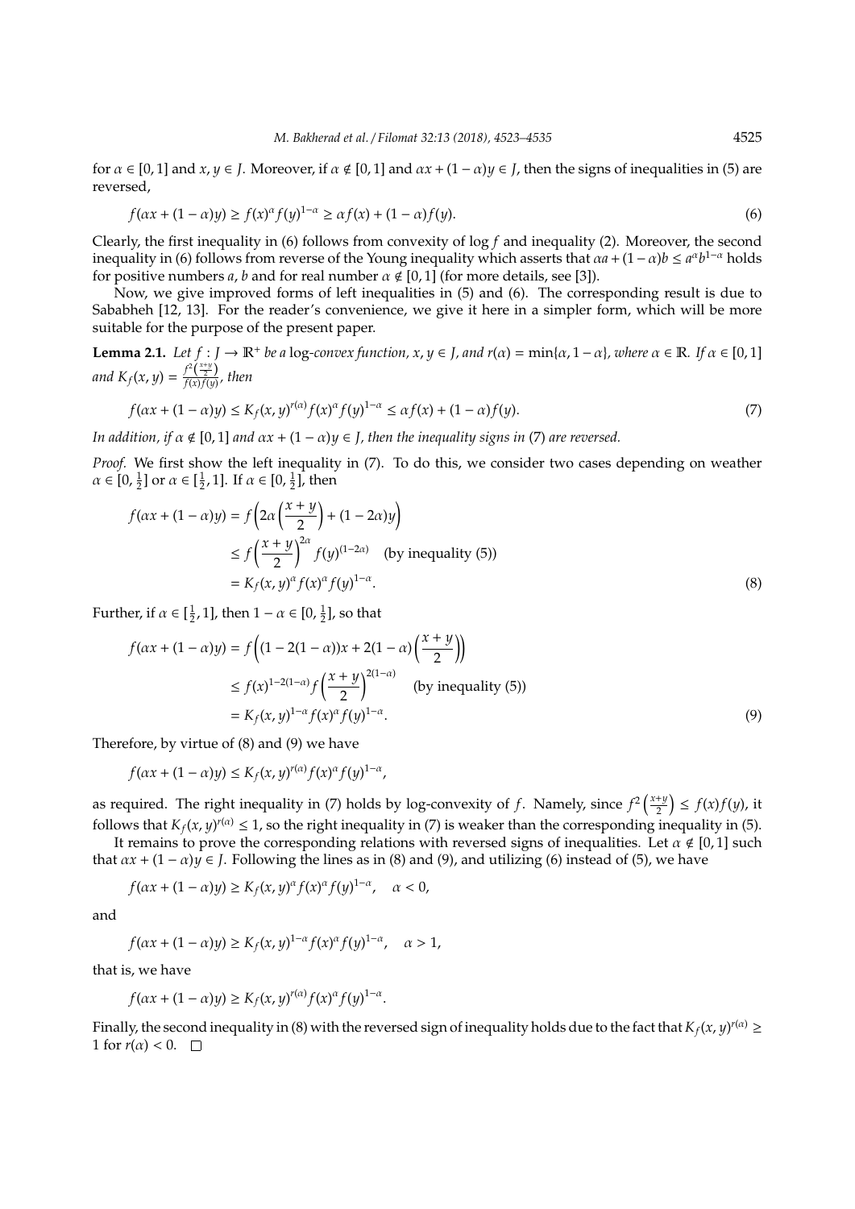for $\alpha \in [0,1]$ and $x, y \in J$. Moreover, if $\alpha \notin [0,1]$ and $\alpha x + (1-\alpha)y \in J$, then the signs of inequalities in (5) are reversed,

$$f(\alpha x + (1-\alpha)y) \geq f(x)^{\alpha} f(y)^{1-\alpha} \geq \alpha f(x) + (1-\alpha) f(y). \tag{6}$$

Clearly, the first inequality in (6) follows from convexity of $\log f$ and inequality (2). Moreover, the second inequality in (6) follows from reverse of the Young inequality which asserts that $\alpha a + (1-\alpha)b \leq a^{\alpha} b^{1-\alpha}$ holds for positive numbers $a, b$ and for real number $\alpha \notin [0,1]$ (for more details, see [3]).

Now, we give improved forms of left inequalities in (5) and (6). The corresponding result is due to Sababheh [12, 13]. For the reader's convenience, we give it here in a simpler form, which will be more suitable for the purpose of the present paper.

**Lemma 2.1.** *Let $f : J \to \mathbb{R}^{+}$ be a* log*-convex function, $x, y \in J$, and $r(\alpha) = \min\{\alpha, 1-\alpha\}$, where $\alpha \in \mathbb{R}$. If $\alpha \in [0,1]$ and $K_f(x,y) = \frac{f^2\left(\frac{x+y}{2}\right)}{f(x)f(y)}$, then*

$$f(\alpha x + (1-\alpha)y) \leq K_f(x,y)^{r(\alpha)} f(x)^{\alpha} f(y)^{1-\alpha} \leq \alpha f(x) + (1-\alpha) f(y). \tag{7}$$

*In addition, if $\alpha \notin [0,1]$ and $\alpha x + (1-\alpha)y \in J$, then the inequality signs in (7) are reversed.*

*Proof.* We first show the left inequality in (7). To do this, we consider two cases depending on weather $\alpha \in [0, \frac{1}{2}]$ or $\alpha \in [\frac{1}{2}, 1]$. If $\alpha \in [0, \frac{1}{2}]$, then

$$\begin{aligned}
f(\alpha x + (1-\alpha)y) &= f\left(2\alpha\left(\frac{x+y}{2}\right) + (1-2\alpha)y\right) \\
&\leq f\left(\frac{x+y}{2}\right)^{2\alpha} f(y)^{(1-2\alpha)} \quad \text{(by inequality (5))} \\
&= K_f(x,y)^{\alpha} f(x)^{\alpha} f(y)^{1-\alpha}.
\end{aligned} \tag{8}$$

Further, if $\alpha \in [\frac{1}{2}, 1]$, then $1-\alpha \in [0, \frac{1}{2}]$, so that

$$\begin{aligned}
f(\alpha x + (1-\alpha)y) &= f\left((1-2(1-\alpha))x + 2(1-\alpha)\left(\frac{x+y}{2}\right)\right) \\
&\leq f(x)^{1-2(1-\alpha)} f\left(\frac{x+y}{2}\right)^{2(1-\alpha)} \quad \text{(by inequality (5))} \\
&= K_f(x,y)^{1-\alpha} f(x)^{\alpha} f(y)^{1-\alpha}.
\end{aligned} \tag{9}$$

Therefore, by virtue of (8) and (9) we have

$$f(\alpha x + (1-\alpha)y) \leq K_f(x,y)^{r(\alpha)} f(x)^{\alpha} f(y)^{1-\alpha},$$

as required. The right inequality in (7) holds by log-convexity of $f$. Namely, since $f^2\left(\frac{x+y}{2}\right) \leq f(x)f(y)$, it follows that $K_f(x,y)^{r(\alpha)} \leq 1$, so the right inequality in (7) is weaker than the corresponding inequality in (5).

It remains to prove the corresponding relations with reversed signs of inequalities. Let $\alpha \notin [0,1]$ such that $\alpha x + (1-\alpha)y \in J$. Following the lines as in (8) and (9), and utilizing (6) instead of (5), we have

$$f(\alpha x + (1-\alpha)y) \geq K_f(x,y)^{\alpha} f(x)^{\alpha} f(y)^{1-\alpha}, \quad \alpha < 0,$$

and

$$f(\alpha x + (1-\alpha)y) \geq K_f(x,y)^{1-\alpha} f(x)^{\alpha} f(y)^{1-\alpha}, \quad \alpha > 1,$$

that is, we have

$$f(\alpha x + (1-\alpha)y) \geq K_f(x,y)^{r(\alpha)} f(x)^{\alpha} f(y)^{1-\alpha}.$$

Finally, the second inequality in (8) with the reversed sign of inequality holds due to the fact that $K_f(x,y)^{r(\alpha)} \geq 1$ for $r(\alpha) < 0$. $\square$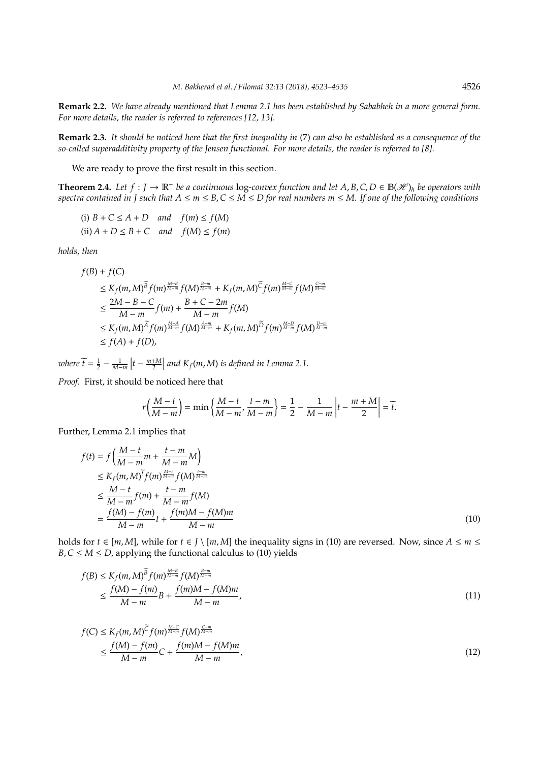**Remark 2.2.** *We have already mentioned that Lemma 2.1 has been established by Sababheh in a more general form. For more details, the reader is referred to references [12, 13].*

**Remark 2.3.** *It should be noticed here that the first inequality in* (7) *can also be established as a consequence of the so-called superadditivity property of the Jensen functional. For more details, the reader is referred to [8].*

We are ready to prove the first result in this section.

**Theorem 2.4.** *Let $f : J \to \mathbb{R}^+$ be a continuous* log*-convex function and let $A, B, C, D \in \mathbb{B}(\mathscr{H})_h$ be operators with spectra contained in $J$ such that $A \leq m \leq B, C \leq M \leq D$ for real numbers $m \leq M$. If one of the following conditions*

(i) $B + C \leq A + D$ *and* $f(m) \leq f(M)$

(ii) $A + D \leq B + C$ *and* $f(M) \leq f(m)$

*holds, then*

$$
\begin{aligned}
& f(B) + f(C) \\
& \leq K_f(m, M)^{\widetilde{B}} f(m)^{\frac{M-B}{M-m}} f(M)^{\frac{B-m}{M-m}} + K_f(m, M)^{\widetilde{C}} f(m)^{\frac{M-C}{M-m}} f(M)^{\frac{C-m}{M-m}} \\
& \leq \frac{2M - B - C}{M - m} f(m) + \frac{B + C - 2m}{M - m} f(M) \\
& \leq K_f(m, M)^{\widetilde{A}} f(m)^{\frac{M-A}{M-m}} f(M)^{\frac{A-m}{M-m}} + K_f(m, M)^{\widetilde{D}} f(m)^{\frac{M-D}{M-m}} f(M)^{\frac{D-m}{M-m}} \\
& \leq f(A) + f(D),
\end{aligned}
$$

*where $\widetilde{t} = \frac{1}{2} - \frac{1}{M-m} \left| t - \frac{m+M}{2} \right|$ and $K_f(m, M)$ is defined in Lemma 2.1.*

*Proof.* First, it should be noticed here that

$$
r\left(\frac{M-t}{M-m}\right) = \min\left\{\frac{M-t}{M-m}, \frac{t-m}{M-m}\right\} = \frac{1}{2} - \frac{1}{M-m} \left| t - \frac{m+M}{2} \right| = \widetilde{t}.
$$

Further, Lemma 2.1 implies that

$$
\begin{aligned}
f(t) &= f\left(\frac{M-t}{M-m} m + \frac{t-m}{M-m} M\right) \\
&\leq K_f(m, M)^{\widetilde{t}} f(m)^{\frac{M-t}{M-m}} f(M)^{\frac{t-m}{M-m}} \\
&\leq \frac{M-t}{M-m} f(m) + \frac{t-m}{M-m} f(M) \\
&= \frac{f(M) - f(m)}{M - m} t + \frac{f(m)M - f(M)m}{M - m} \qquad (10)
\end{aligned}
$$

holds for $t \in [m, M]$, while for $t \in J \setminus [m, M]$ the inequality signs in (10) are reversed. Now, since $A \leq m \leq B, C \leq M \leq D$, applying the functional calculus to (10) yields

$$
\begin{aligned}
f(B) &\leq K_f(m, M)^{\widetilde{B}} f(m)^{\frac{M-B}{M-m}} f(M)^{\frac{B-m}{M-m}} \\
&\leq \frac{f(M) - f(m)}{M - m} B + \frac{f(m)M - f(M)m}{M - m}, \qquad (11)
\end{aligned}
$$

$$
\begin{aligned}
f(C) &\leq K_f(m, M)^{\widetilde{C}} f(m)^{\frac{M-C}{M-m}} f(M)^{\frac{C-m}{M-m}} \\
&\leq \frac{f(M) - f(m)}{M - m} C + \frac{f(m)M - f(M)m}{M - m}, \qquad (12)
\end{aligned}
$$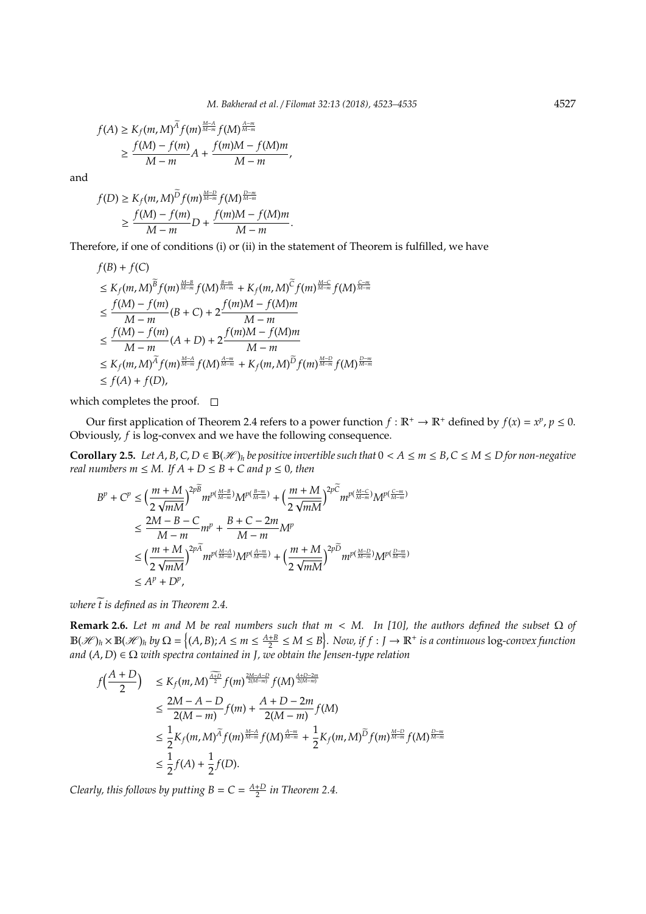$$
\begin{aligned}
f(A) &\geq K_f(m,M)^{\widetilde{A}} f(m)^{\frac{M-A}{M-m}} f(M)^{\frac{A-m}{M-m}} \\
&\geq \frac{f(M)-f(m)}{M-m}A + \frac{f(m)M - f(M)m}{M-m},
\end{aligned}
$$

and

$$
\begin{aligned}
f(D) &\geq K_f(m,M)^{\widetilde{D}} f(m)^{\frac{M-D}{M-m}} f(M)^{\frac{D-m}{M-m}} \\
&\geq \frac{f(M)-f(m)}{M-m}D + \frac{f(m)M - f(M)m}{M-m}.
\end{aligned}
$$

Therefore, if one of conditions (i) or (ii) in the statement of Theorem is fulfilled, we have

$$
\begin{aligned}
& f(B) + f(C) \\
&\leq K_f(m,M)^{\widetilde{B}} f(m)^{\frac{M-B}{M-m}} f(M)^{\frac{B-m}{M-m}} + K_f(m,M)^{\widetilde{C}} f(m)^{\frac{M-C}{M-m}} f(M)^{\frac{C-m}{M-m}} \\
&\leq \frac{f(M)-f(m)}{M-m}(B+C) + 2\frac{f(m)M - f(M)m}{M-m} \\
&\leq \frac{f(M)-f(m)}{M-m}(A+D) + 2\frac{f(m)M - f(M)m}{M-m} \\
&\leq K_f(m,M)^{\widetilde{A}} f(m)^{\frac{M-A}{M-m}} f(M)^{\frac{A-m}{M-m}} + K_f(m,M)^{\widetilde{D}} f(m)^{\frac{M-D}{M-m}} f(M)^{\frac{D-m}{M-m}} \\
&\leq f(A) + f(D),
\end{aligned}
$$

which completes the proof. □

Our first application of Theorem 2.4 refers to a power function $f : \mathbb{R}^+ \to \mathbb{R}^+$ defined by $f(x) = x^p$, $p \leq 0$. Obviously, $f$ is log-convex and we have the following consequence.

**Corollary 2.5.** *Let $A, B, C, D \in \mathbb{B}(\mathscr{H})_h$ be positive invertible such that $0 < A \leq m \leq B, C \leq M \leq D$ for non-negative real numbers $m \leq M$. If $A + D \leq B + C$ and $p \leq 0$, then*

$$
\begin{aligned}
B^p + C^p &\leq \Big(\frac{m+M}{2\sqrt{mM}}\Big)^{2p\widetilde{B}} m^{p(\frac{M-B}{M-m})} M^{p(\frac{B-m}{M-m})} + \Big(\frac{m+M}{2\sqrt{mM}}\Big)^{2p\widetilde{C}} m^{p(\frac{M-C}{M-m})} M^{p(\frac{C-m}{M-m})} \\
&\leq \frac{2M - B - C}{M-m} m^p + \frac{B + C - 2m}{M-m} M^p \\
&\leq \Big(\frac{m+M}{2\sqrt{mM}}\Big)^{2p\widetilde{A}} m^{p(\frac{M-A}{M-m})} M^{p(\frac{A-m}{M-m})} + \Big(\frac{m+M}{2\sqrt{mM}}\Big)^{2p\widetilde{D}} m^{p(\frac{M-D}{M-m})} M^{p(\frac{D-m}{M-m})} \\
&\leq A^p + D^p,
\end{aligned}
$$

*where $\widetilde{t}$ is defined as in Theorem 2.4.*

**Remark 2.6.** *Let $m$ and $M$ be real numbers such that $m < M$. In [10], the authors defined the subset $\Omega$ of $\mathbb{B}(\mathscr{H})_h \times \mathbb{B}(\mathscr{H})_h$ by $\Omega = \Big\{(A, B); A \leq m \leq \frac{A+B}{2} \leq M \leq B\Big\}$. Now, if $f : J \to \mathbb{R}^+$ is a continuous log-convex function and $(A, D) \in \Omega$ with spectra contained in $J$, we obtain the Jensen-type relation*

$$
\begin{aligned}
f\Big(\frac{A+D}{2}\Big) &\leq K_f(m,M)^{\widetilde{\frac{A+D}{2}}} f(m)^{\frac{2M-A-D}{2(M-m)}} f(M)^{\frac{A+D-2m}{2(M-m)}} \\
&\leq \frac{2M - A - D}{2(M-m)} f(m) + \frac{A + D - 2m}{2(M-m)} f(M) \\
&\leq \frac{1}{2} K_f(m,M)^{\widetilde{A}} f(m)^{\frac{M-A}{M-m}} f(M)^{\frac{A-m}{M-m}} + \frac{1}{2} K_f(m,M)^{\widetilde{D}} f(m)^{\frac{M-D}{M-m}} f(M)^{\frac{D-m}{M-m}} \\
&\leq \frac{1}{2} f(A) + \frac{1}{2} f(D).
\end{aligned}
$$

*Clearly, this follows by putting $B = C = \frac{A+D}{2}$ in Theorem 2.4.*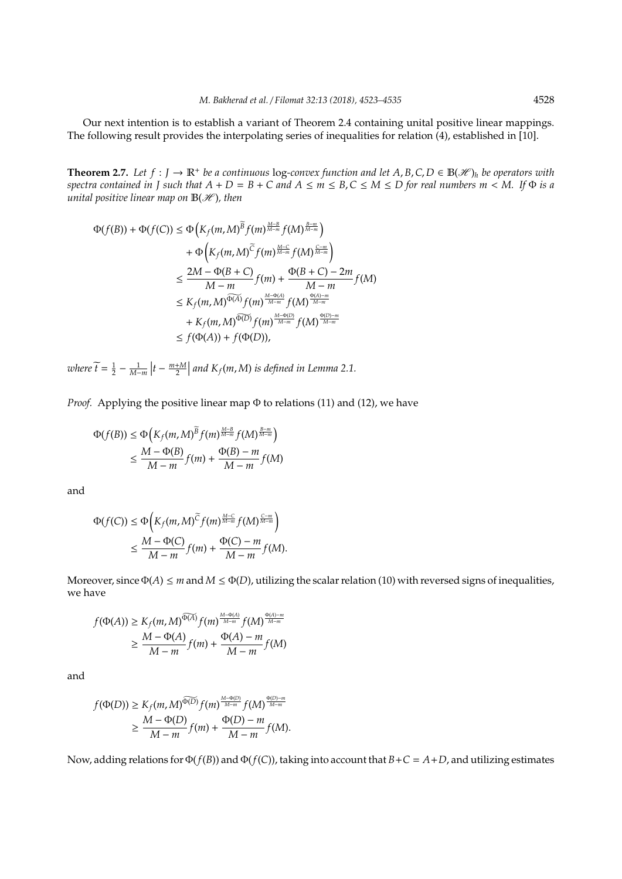Our next intention is to establish a variant of Theorem 2.4 containing unital positive linear mappings. The following result provides the interpolating series of inequalities for relation (4), established in [10].

**Theorem 2.7.** *Let $f : J \to \mathbb{R}^+$ be a continuous* log*-convex function and let $A, B, C, D \in \mathbb{B}(\mathscr{H})_h$ be operators with spectra contained in $J$ such that $A + D = B + C$ and $A \leq m \leq B, C \leq M \leq D$ for real numbers $m < M$. If $\Phi$ is a unital positive linear map on $\mathbb{B}(\mathscr{H})$, then*

$$
\begin{aligned}
\Phi(f(B)) + \Phi(f(C)) &\leq \Phi\left(K_f(m,M)^{\widetilde{B}} f(m)^{\frac{M-B}{M-m}} f(M)^{\frac{B-m}{M-m}}\right) \\
&\quad + \Phi\left(K_f(m,M)^{\widetilde{C}} f(m)^{\frac{M-C}{M-m}} f(M)^{\frac{C-m}{M-m}}\right) \\
&\leq \frac{2M - \Phi(B+C)}{M-m} f(m) + \frac{\Phi(B+C) - 2m}{M-m} f(M) \\
&\leq K_f(m,M)^{\widetilde{\Phi(A)}} f(m)^{\frac{M-\Phi(A)}{M-m}} f(M)^{\frac{\Phi(A)-m}{M-m}} \\
&\quad + K_f(m,M)^{\widetilde{\Phi(D)}} f(m)^{\frac{M-\Phi(D)}{M-m}} f(M)^{\frac{\Phi(D)-m}{M-m}} \\
&\leq f(\Phi(A)) + f(\Phi(D)),
\end{aligned}
$$

*where $\widetilde{t} = \frac{1}{2} - \frac{1}{M-m}\left|t - \frac{m+M}{2}\right|$ and $K_f(m,M)$ is defined in Lemma 2.1.*

*Proof.* Applying the positive linear map $\Phi$ to relations (11) and (12), we have

$$
\begin{aligned}
\Phi(f(B)) &\leq \Phi\left(K_f(m,M)^{\widetilde{B}} f(m)^{\frac{M-B}{M-m}} f(M)^{\frac{B-m}{M-m}}\right) \\
&\leq \frac{M - \Phi(B)}{M-m} f(m) + \frac{\Phi(B) - m}{M-m} f(M)
\end{aligned}
$$

and

$$
\begin{aligned}
\Phi(f(C)) &\leq \Phi\left(K_f(m,M)^{\widetilde{C}} f(m)^{\frac{M-C}{M-m}} f(M)^{\frac{C-m}{M-m}}\right) \\
&\leq \frac{M - \Phi(C)}{M-m} f(m) + \frac{\Phi(C) - m}{M-m} f(M).
\end{aligned}
$$

Moreover, since $\Phi(A) \leq m$ and $M \leq \Phi(D)$, utilizing the scalar relation (10) with reversed signs of inequalities, we have

$$
\begin{aligned}
f(\Phi(A)) &\geq K_f(m,M)^{\widetilde{\Phi(A)}} f(m)^{\frac{M-\Phi(A)}{M-m}} f(M)^{\frac{\Phi(A)-m}{M-m}} \\
&\geq \frac{M - \Phi(A)}{M-m} f(m) + \frac{\Phi(A) - m}{M-m} f(M)
\end{aligned}
$$

and

$$
\begin{aligned}
f(\Phi(D)) &\geq K_f(m,M)^{\widetilde{\Phi(D)}} f(m)^{\frac{M-\Phi(D)}{M-m}} f(M)^{\frac{\Phi(D)-m}{M-m}} \\
&\geq \frac{M - \Phi(D)}{M-m} f(m) + \frac{\Phi(D) - m}{M-m} f(M).
\end{aligned}
$$

Now, adding relations for $\Phi(f(B))$ and $\Phi(f(C))$, taking into account that $B+C = A+D$, and utilizing estimates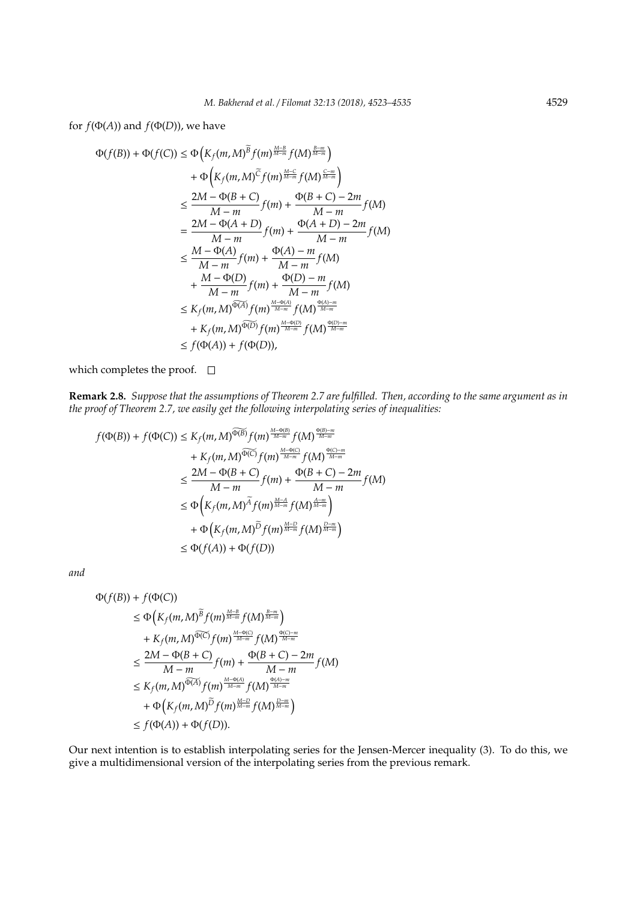for $f(\Phi(A))$ and $f(\Phi(D))$, we have

$$
\begin{aligned}
\Phi(f(B)) + \Phi(f(C)) &\le \Phi\left(K_f(m,M)^{\widetilde{B}} f(m)^{\frac{M-B}{M-m}} f(M)^{\frac{B-m}{M-m}}\right) \\
&\quad + \Phi\left(K_f(m,M)^{\widetilde{C}} f(m)^{\frac{M-C}{M-m}} f(M)^{\frac{C-m}{M-m}}\right) \\
&\le \frac{2M - \Phi(B+C)}{M-m} f(m) + \frac{\Phi(B+C) - 2m}{M-m} f(M) \\
&= \frac{2M - \Phi(A+D)}{M-m} f(m) + \frac{\Phi(A+D) - 2m}{M-m} f(M) \\
&\le \frac{M - \Phi(A)}{M-m} f(m) + \frac{\Phi(A) - m}{M-m} f(M) \\
&\quad + \frac{M - \Phi(D)}{M-m} f(m) + \frac{\Phi(D) - m}{M-m} f(M) \\
&\le K_f(m,M)^{\widetilde{\Phi(A)}} f(m)^{\frac{M-\Phi(A)}{M-m}} f(M)^{\frac{\Phi(A)-m}{M-m}} \\
&\quad + K_f(m,M)^{\widetilde{\Phi(D)}} f(m)^{\frac{M-\Phi(D)}{M-m}} f(M)^{\frac{\Phi(D)-m}{M-m}} \\
&\le f(\Phi(A)) + f(\Phi(D)),
\end{aligned}
$$

which completes the proof. $\square$

**Remark 2.8.** *Suppose that the assumptions of Theorem 2.7 are fulfilled. Then, according to the same argument as in the proof of Theorem 2.7, we easily get the following interpolating series of inequalities:*

$$
\begin{aligned}
f(\Phi(B)) + f(\Phi(C)) &\le K_f(m,M)^{\widetilde{\Phi(B)}} f(m)^{\frac{M-\Phi(B)}{M-m}} f(M)^{\frac{\Phi(B)-m}{M-m}} \\
&\quad + K_f(m,M)^{\widetilde{\Phi(C)}} f(m)^{\frac{M-\Phi(C)}{M-m}} f(M)^{\frac{\Phi(C)-m}{M-m}} \\
&\le \frac{2M - \Phi(B+C)}{M-m} f(m) + \frac{\Phi(B+C) - 2m}{M-m} f(M) \\
&\le \Phi\left(K_f(m,M)^{\widetilde{A}} f(m)^{\frac{M-A}{M-m}} f(M)^{\frac{A-m}{M-m}}\right) \\
&\quad + \Phi\left(K_f(m,M)^{\widetilde{D}} f(m)^{\frac{M-D}{M-m}} f(M)^{\frac{D-m}{M-m}}\right) \\
&\le \Phi(f(A)) + \Phi(f(D))
\end{aligned}
$$

*and*

$$
\begin{aligned}
&\Phi(f(B)) + f(\Phi(C)) \\
&\quad \le \Phi\left(K_f(m,M)^{\widetilde{B}} f(m)^{\frac{M-B}{M-m}} f(M)^{\frac{B-m}{M-m}}\right) \\
&\quad\quad + K_f(m,M)^{\widetilde{\Phi(C)}} f(m)^{\frac{M-\Phi(C)}{M-m}} f(M)^{\frac{\Phi(C)-m}{M-m}} \\
&\quad \le \frac{2M - \Phi(B+C)}{M-m} f(m) + \frac{\Phi(B+C) - 2m}{M-m} f(M) \\
&\quad \le K_f(m,M)^{\widetilde{\Phi(A)}} f(m)^{\frac{M-\Phi(A)}{M-m}} f(M)^{\frac{\Phi(A)-m}{M-m}} \\
&\quad\quad + \Phi\left(K_f(m,M)^{\widetilde{D}} f(m)^{\frac{M-D}{M-m}} f(M)^{\frac{D-m}{M-m}}\right) \\
&\quad \le f(\Phi(A)) + \Phi(f(D)).
\end{aligned}
$$

Our next intention is to establish interpolating series for the Jensen-Mercer inequality (3). To do this, we give a multidimensional version of the interpolating series from the previous remark.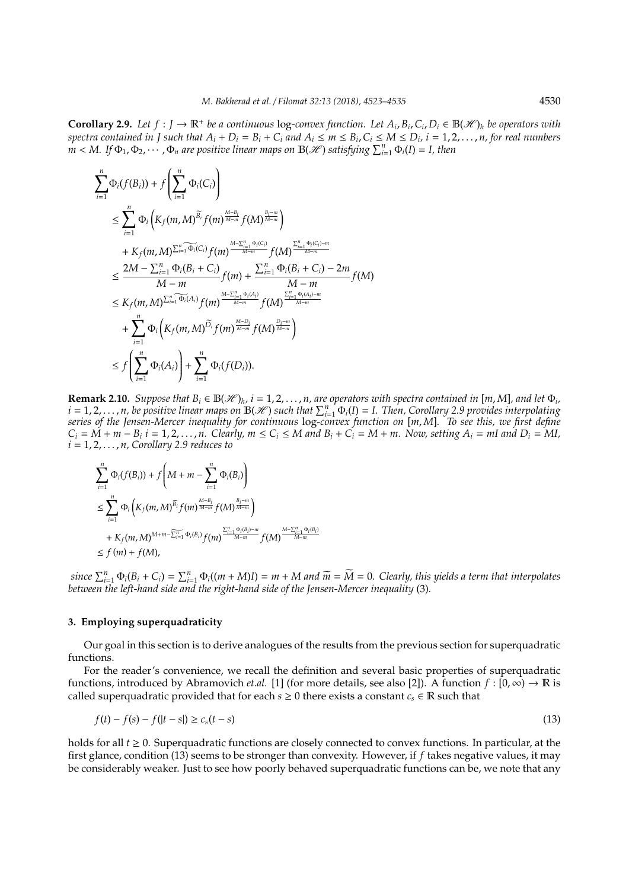**Corollary 2.9.** *Let $f : J \to \mathbb{R}^+$ be a continuous* log*-convex function. Let $A_i, B_i, C_i, D_i \in \mathbb{B}(\mathscr{H})_h$ be operators with spectra contained in $J$ such that $A_i + D_i = B_i + C_i$ and $A_i \le m \le B_i, C_i \le M \le D_i$, $i = 1, 2, \ldots, n$, for real numbers $m < M$. If $\Phi_1, \Phi_2, \cdots, \Phi_n$ are positive linear maps on $\mathbb{B}(\mathscr{H})$ satisfying $\sum_{i=1}^n \Phi_i(I) = I$, then*

$$
\begin{aligned}
&\sum_{i=1}^n \Phi_i(f(B_i)) + f\left(\sum_{i=1}^n \Phi_i(C_i)\right) \\
&\le \sum_{i=1}^n \Phi_i\left(K_f(m,M)^{\widetilde{B_i}} f(m)^{\frac{M-B_i}{M-m}} f(M)^{\frac{B_i-m}{M-m}}\right) \\
&\quad + K_f(m,M)^{\sum_{i=1}^n \widetilde{\Phi_i(C_i)}} f(m)^{\frac{M-\sum_{i=1}^n \Phi_i(C_i)}{M-m}} f(M)^{\frac{\sum_{i=1}^n \Phi_i(C_i)-m}{M-m}} \\
&\le \frac{2M - \sum_{i=1}^n \Phi_i(B_i + C_i)}{M-m} f(m) + \frac{\sum_{i=1}^n \Phi_i(B_i + C_i) - 2m}{M-m} f(M) \\
&\le K_f(m,M)^{\sum_{i=1}^n \widetilde{\Phi_i(A_i)}} f(m)^{\frac{M-\sum_{i=1}^n \Phi_i(A_i)}{M-m}} f(M)^{\frac{\sum_{i=1}^n \Phi_i(A_i)-m}{M-m}} \\
&\quad + \sum_{i=1}^n \Phi_i\left(K_f(m,M)^{\widetilde{D_i}} f(m)^{\frac{M-D_i}{M-m}} f(M)^{\frac{D_i-m}{M-m}}\right) \\
&\le f\left(\sum_{i=1}^n \Phi_i(A_i)\right) + \sum_{i=1}^n \Phi_i(f(D_i)).
\end{aligned}
$$

**Remark 2.10.** *Suppose that $B_i \in \mathbb{B}(\mathscr{H})_h$, $i = 1, 2, \ldots, n$, are operators with spectra contained in $[m, M]$, and let $\Phi_i$, $i = 1, 2, \ldots, n$, be positive linear maps on $\mathbb{B}(\mathscr{H})$ such that $\sum_{i=1}^n \Phi_i(I) = I$. Then, Corollary 2.9 provides interpolating series of the Jensen-Mercer inequality for continuous* log*-convex function on $[m, M]$. To see this, we first define $C_i = M + m - B_i$ $i = 1, 2, \ldots, n$. Clearly, $m \le C_i \le M$ and $B_i + C_i = M + m$. Now, setting $A_i = mI$ and $D_i = MI$, $i = 1, 2, \ldots, n$, Corollary 2.9 reduces to*

$$
\begin{aligned}
&\sum_{i=1}^n \Phi_i(f(B_i)) + f\left(M + m - \sum_{i=1}^n \Phi_i(B_i)\right) \\
&\le \sum_{i=1}^n \Phi_i\left(K_f(m,M)^{\widetilde{B_i}} f(m)^{\frac{M-B_i}{M-m}} f(M)^{\frac{B_i-m}{M-m}}\right) \\
&\quad + K_f(m,M)^{M+m-\widetilde{\sum_{i=1}^n} \Phi_i(B_i)} f(m)^{\frac{\sum_{i=1}^n \Phi_i(B_i)-m}{M-m}} f(M)^{\frac{M-\sum_{i=1}^n \Phi_i(B_i)}{M-m}} \\
&\le f(m) + f(M),
\end{aligned}
$$

*since $\sum_{i=1}^n \Phi_i(B_i + C_i) = \sum_{i=1}^n \Phi_i((m + M)I) = m + M$ and $\widetilde{m} = \widetilde{M} = 0$. Clearly, this yields a term that interpolates between the left-hand side and the right-hand side of the Jensen-Mercer inequality* (3)*.*

## 3. Employing superquadraticity

Our goal in this section is to derive analogues of the results from the previous section for superquadratic functions.

For the reader's convenience, we recall the definition and several basic properties of superquadratic functions, introduced by Abramovich *et.al.* [1] (for more details, see also [2]). A function $f : [0, \infty) \to \mathbb{R}$ is called superquadratic provided that for each $s \ge 0$ there exists a constant $c_s \in \mathbb{R}$ such that

$$
f(t) - f(s) - f(|t - s|) \ge c_s(t - s) \tag{13}
$$

holds for all $t \ge 0$. Superquadratic functions are closely connected to convex functions. In particular, at the first glance, condition (13) seems to be stronger than convexity. However, if $f$ takes negative values, it may be considerably weaker. Just to see how poorly behaved superquadratic functions can be, we note that any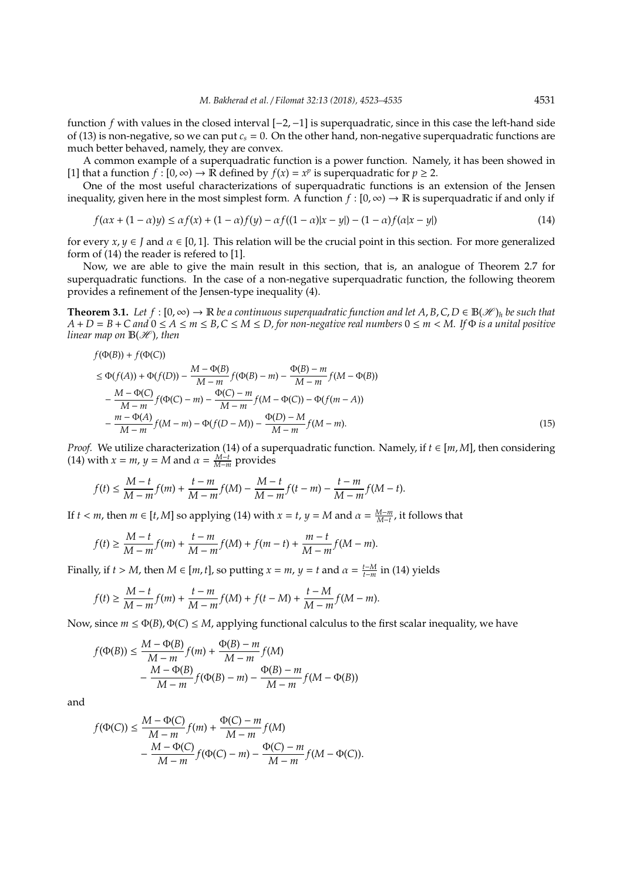function $f$ with values in the closed interval $[-2,-1]$ is superquadratic, since in this case the left-hand side of (13) is non-negative, so we can put $c_s = 0$. On the other hand, non-negative superquadratic functions are much better behaved, namely, they are convex.

A common example of a superquadratic function is a power function. Namely, it has been showed in [1] that a function $f : [0,\infty) \to \mathbb{R}$ defined by $f(x) = x^p$ is superquadratic for $p \geq 2$.

One of the most useful characterizations of superquadratic functions is an extension of the Jensen inequality, given here in the most simplest form. A function $f : [0,\infty) \to \mathbb{R}$ is superquadratic if and only if

$$f(\alpha x + (1-\alpha)y) \leq \alpha f(x) + (1-\alpha) f(y) - \alpha f((1-\alpha)|x-y|) - (1-\alpha) f(\alpha|x-y|) \tag{14}$$

for every $x, y \in J$ and $\alpha \in [0,1]$. This relation will be the crucial point in this section. For more generalized form of (14) the reader is refered to [1].

Now, we are able to give the main result in this section, that is, an analogue of Theorem 2.7 for superquadratic functions. In the case of a non-negative superquadratic function, the following theorem provides a refinement of the Jensen-type inequality (4).

**Theorem 3.1.** *Let $f : [0,\infty) \to \mathbb{R}$ be a continuous superquadratic function and let $A, B, C, D \in \mathbb{B}(\mathscr{H})_h$ be such that $A + D = B + C$ and $0 \leq A \leq m \leq B, C \leq M \leq D$, for non-negative real numbers $0 \leq m < M$. If $\Phi$ is a unital positive linear map on $\mathbb{B}(\mathscr{H})$, then*

$$\begin{aligned}
&f(\Phi(B)) + f(\Phi(C)) \\
&\leq \Phi(f(A)) + \Phi(f(D)) - \frac{M-\Phi(B)}{M-m} f(\Phi(B)-m) - \frac{\Phi(B)-m}{M-m} f(M-\Phi(B)) \\
&\quad - \frac{M-\Phi(C)}{M-m} f(\Phi(C)-m) - \frac{\Phi(C)-m}{M-m} f(M-\Phi(C)) - \Phi(f(m-A)) \\
&\quad - \frac{m-\Phi(A)}{M-m} f(M-m) - \Phi(f(D-M)) - \frac{\Phi(D)-M}{M-m} f(M-m).
\end{aligned} \tag{15}$$

*Proof.* We utilize characterization (14) of a superquadratic function. Namely, if $t \in [m, M]$, then considering (14) with $x = m$, $y = M$ and $\alpha = \frac{M-t}{M-m}$ provides

$$f(t) \leq \frac{M-t}{M-m} f(m) + \frac{t-m}{M-m} f(M) - \frac{M-t}{M-m} f(t-m) - \frac{t-m}{M-m} f(M-t).$$

If $t < m$, then $m \in [t, M]$ so applying (14) with $x = t$, $y = M$ and $\alpha = \frac{M-m}{M-t}$, it follows that

$$f(t) \geq \frac{M-t}{M-m} f(m) + \frac{t-m}{M-m} f(M) + f(m-t) + \frac{m-t}{M-m} f(M-m).$$

Finally, if $t > M$, then $M \in [m, t]$, so putting $x = m$, $y = t$ and $\alpha = \frac{t-M}{t-m}$ in (14) yields

$$f(t) \geq \frac{M-t}{M-m} f(m) + \frac{t-m}{M-m} f(M) + f(t-M) + \frac{t-M}{M-m} f(M-m).$$

Now, since $m \leq \Phi(B), \Phi(C) \leq M$, applying functional calculus to the first scalar inequality, we have

$$\begin{aligned}
f(\Phi(B)) &\leq \frac{M-\Phi(B)}{M-m} f(m) + \frac{\Phi(B)-m}{M-m} f(M) \\
&\quad - \frac{M-\Phi(B)}{M-m} f(\Phi(B)-m) - \frac{\Phi(B)-m}{M-m} f(M-\Phi(B))
\end{aligned}$$

and

$$\begin{aligned}
f(\Phi(C)) &\leq \frac{M-\Phi(C)}{M-m} f(m) + \frac{\Phi(C)-m}{M-m} f(M) \\
&\quad - \frac{M-\Phi(C)}{M-m} f(\Phi(C)-m) - \frac{\Phi(C)-m}{M-m} f(M-\Phi(C)).
\end{aligned}$$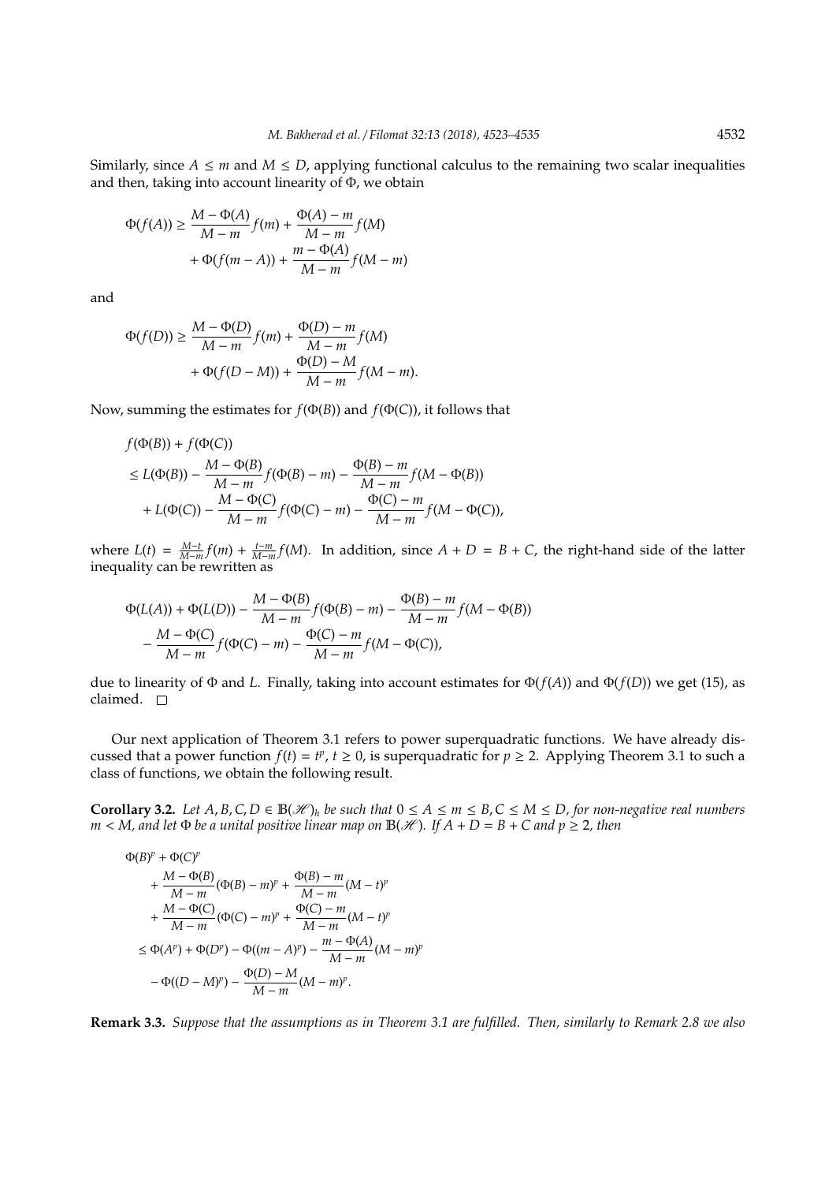Similarly, since $A \leq m$ and $M \leq D$, applying functional calculus to the remaining two scalar inequalities and then, taking into account linearity of $\Phi$, we obtain

$$\Phi(f(A)) \geq \frac{M - \Phi(A)}{M - m} f(m) + \frac{\Phi(A) - m}{M - m} f(M)$$
$$+ \Phi(f(m - A)) + \frac{m - \Phi(A)}{M - m} f(M - m)$$

and

$$\Phi(f(D)) \geq \frac{M - \Phi(D)}{M - m} f(m) + \frac{\Phi(D) - m}{M - m} f(M)$$
$$+ \Phi(f(D - M)) + \frac{\Phi(D) - M}{M - m} f(M - m).$$

Now, summing the estimates for $f(\Phi(B))$ and $f(\Phi(C))$, it follows that

$$f(\Phi(B)) + f(\Phi(C))$$
$$\leq L(\Phi(B)) - \frac{M - \Phi(B)}{M - m} f(\Phi(B) - m) - \frac{\Phi(B) - m}{M - m} f(M - \Phi(B))$$
$$+ L(\Phi(C)) - \frac{M - \Phi(C)}{M - m} f(\Phi(C) - m) - \frac{\Phi(C) - m}{M - m} f(M - \Phi(C)),$$

where $L(t) = \frac{M-t}{M-m} f(m) + \frac{t-m}{M-m} f(M)$. In addition, since $A + D = B + C$, the right-hand side of the latter inequality can be rewritten as

$$\Phi(L(A)) + \Phi(L(D)) - \frac{M - \Phi(B)}{M - m} f(\Phi(B) - m) - \frac{\Phi(B) - m}{M - m} f(M - \Phi(B))$$
$$- \frac{M - \Phi(C)}{M - m} f(\Phi(C) - m) - \frac{\Phi(C) - m}{M - m} f(M - \Phi(C)),$$

due to linearity of $\Phi$ and $L$. Finally, taking into account estimates for $\Phi(f(A))$ and $\Phi(f(D))$ we get (15), as claimed. $\square$

Our next application of Theorem 3.1 refers to power superquadratic functions. We have already discussed that a power function $f(t) = t^p$, $t \geq 0$, is superquadratic for $p \geq 2$. Applying Theorem 3.1 to such a class of functions, we obtain the following result.

**Corollary 3.2.** *Let $A, B, C, D \in \mathbb{B}(\mathscr{H})_h$ be such that $0 \leq A \leq m \leq B, C \leq M \leq D$, for non-negative real numbers $m < M$, and let $\Phi$ be a unital positive linear map on $\mathbb{B}(\mathscr{H})$. If $A + D = B + C$ and $p \geq 2$, then*

$$\Phi(B)^p + \Phi(C)^p$$
$$+ \frac{M - \Phi(B)}{M - m} (\Phi(B) - m)^p + \frac{\Phi(B) - m}{M - m} (M - t)^p$$
$$+ \frac{M - \Phi(C)}{M - m} (\Phi(C) - m)^p + \frac{\Phi(C) - m}{M - m} (M - t)^p$$
$$\leq \Phi(A^p) + \Phi(D^p) - \Phi((m - A)^p) - \frac{m - \Phi(A)}{M - m} (M - m)^p$$
$$- \Phi((D - M)^p) - \frac{\Phi(D) - M}{M - m} (M - m)^p.$$

**Remark 3.3.** *Suppose that the assumptions as in Theorem 3.1 are fulfilled. Then, similarly to Remark 2.8 we also*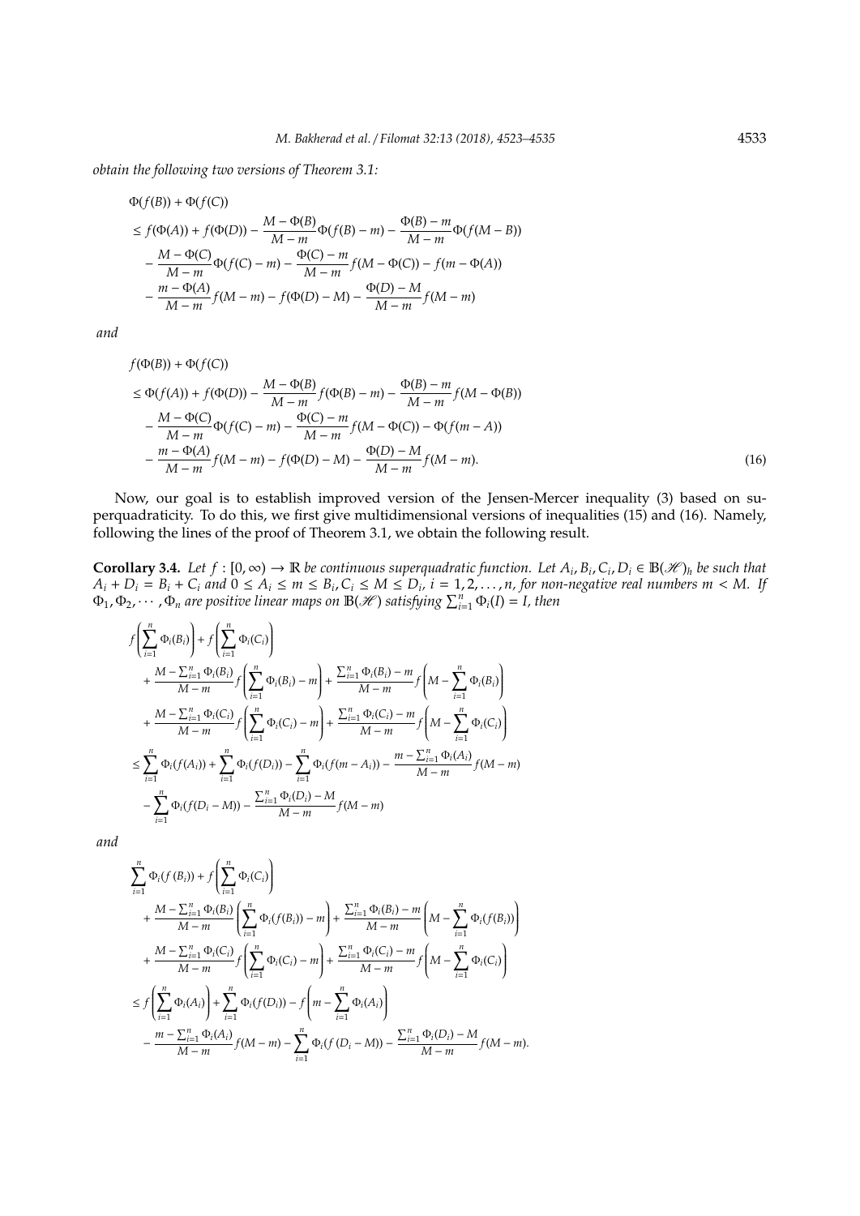*obtain the following two versions of Theorem 3.1:*

$$
\begin{aligned}
&\Phi(f(B)) + \Phi(f(C)) \\
&\le f(\Phi(A)) + f(\Phi(D)) - \frac{M-\Phi(B)}{M-m}\Phi(f(B)-m) - \frac{\Phi(B)-m}{M-m}\Phi(f(M-B)) \\
&\quad - \frac{M-\Phi(C)}{M-m}\Phi(f(C)-m) - \frac{\Phi(C)-m}{M-m}f(M-\Phi(C)) - f(m-\Phi(A)) \\
&\quad - \frac{m-\Phi(A)}{M-m}f(M-m) - f(\Phi(D)-M) - \frac{\Phi(D)-M}{M-m}f(M-m)
\end{aligned}
$$

*and*

$$
\begin{aligned}
&f(\Phi(B)) + \Phi(f(C)) \\
&\le \Phi(f(A)) + f(\Phi(D)) - \frac{M-\Phi(B)}{M-m}f(\Phi(B)-m) - \frac{\Phi(B)-m}{M-m}f(M-\Phi(B)) \\
&\quad - \frac{M-\Phi(C)}{M-m}\Phi(f(C)-m) - \frac{\Phi(C)-m}{M-m}f(M-\Phi(C)) - \Phi(f(m-A)) \\
&\quad - \frac{m-\Phi(A)}{M-m}f(M-m) - f(\Phi(D)-M) - \frac{\Phi(D)-M}{M-m}f(M-m). \qquad (16)
\end{aligned}
$$

Now, our goal is to establish improved version of the Jensen-Mercer inequality (3) based on superquadraticity. To do this, we first give multidimensional versions of inequalities (15) and (16). Namely, following the lines of the proof of Theorem 3.1, we obtain the following result.

**Corollary 3.4.** *Let $f : [0,\infty) \to \mathbb{R}$ be continuous superquadratic function. Let $A_i, B_i, C_i, D_i \in \mathbb{B}(\mathscr{H})_h$ be such that $A_i + D_i = B_i + C_i$ and $0 \le A_i \le m \le B_i, C_i \le M \le D_i$, $i = 1, 2, \ldots, n$, for non-negative real numbers $m < M$. If $\Phi_1, \Phi_2, \cdots, \Phi_n$ are positive linear maps on $\mathbb{B}(\mathscr{H})$ satisfying $\sum_{i=1}^n \Phi_i(I) = I$, then*

$$
\begin{aligned}
&f\left(\sum_{i=1}^n \Phi_i(B_i)\right) + f\left(\sum_{i=1}^n \Phi_i(C_i)\right) \\
&\quad + \frac{M-\sum_{i=1}^n \Phi_i(B_i)}{M-m} f\left(\sum_{i=1}^n \Phi_i(B_i) - m\right) + \frac{\sum_{i=1}^n \Phi_i(B_i) - m}{M-m} f\left(M - \sum_{i=1}^n \Phi_i(B_i)\right) \\
&\quad + \frac{M-\sum_{i=1}^n \Phi_i(C_i)}{M-m} f\left(\sum_{i=1}^n \Phi_i(C_i) - m\right) + \frac{\sum_{i=1}^n \Phi_i(C_i) - m}{M-m} f\left(M - \sum_{i=1}^n \Phi_i(C_i)\right) \\
&\le \sum_{i=1}^n \Phi_i(f(A_i)) + \sum_{i=1}^n \Phi_i(f(D_i)) - \sum_{i=1}^n \Phi_i(f(m-A_i)) - \frac{m-\sum_{i=1}^n \Phi_i(A_i)}{M-m} f(M-m) \\
&\quad - \sum_{i=1}^n \Phi_i(f(D_i - M)) - \frac{\sum_{i=1}^n \Phi_i(D_i) - M}{M-m} f(M-m)
\end{aligned}
$$

*and*

$$
\begin{aligned}
&\sum_{i=1}^n \Phi_i(f(B_i)) + f\left(\sum_{i=1}^n \Phi_i(C_i)\right) \\
&\quad + \frac{M-\sum_{i=1}^n \Phi_i(B_i)}{M-m} \left(\sum_{i=1}^n \Phi_i(f(B_i)) - m\right) + \frac{\sum_{i=1}^n \Phi_i(B_i) - m}{M-m} \left(M - \sum_{i=1}^n \Phi_i(f(B_i))\right) \\
&\quad + \frac{M-\sum_{i=1}^n \Phi_i(C_i)}{M-m} f\left(\sum_{i=1}^n \Phi_i(C_i) - m\right) + \frac{\sum_{i=1}^n \Phi_i(C_i) - m}{M-m} f\left(M - \sum_{i=1}^n \Phi_i(C_i)\right) \\
&\le f\left(\sum_{i=1}^n \Phi_i(A_i)\right) + \sum_{i=1}^n \Phi_i(f(D_i)) - f\left(m - \sum_{i=1}^n \Phi_i(A_i)\right) \\
&\quad - \frac{m-\sum_{i=1}^n \Phi_i(A_i)}{M-m} f(M-m) - \sum_{i=1}^n \Phi_i(f(D_i - M)) - \frac{\sum_{i=1}^n \Phi_i(D_i) - M}{M-m} f(M-m).
\end{aligned}
$$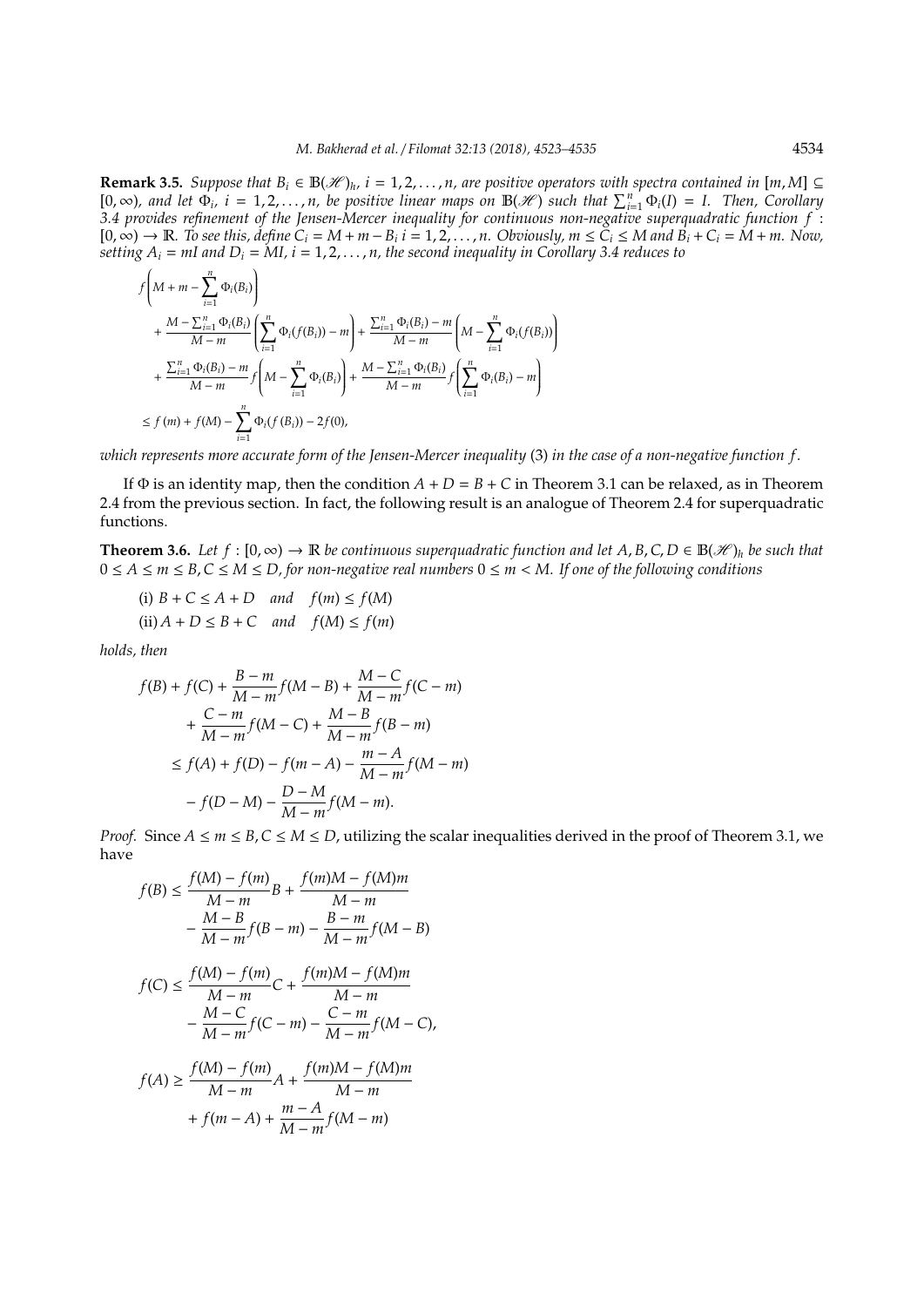**Remark 3.5.** *Suppose that $B_i \in \mathbb{B}(\mathscr{H})_h$, $i = 1, 2, \ldots, n$, are positive operators with spectra contained in $[m, M] \subseteq [0, \infty)$, and let $\Phi_i$, $i = 1, 2, \ldots, n$, be positive linear maps on $\mathbb{B}(\mathscr{H})$ such that $\sum_{i=1}^{n} \Phi_i(I) = I$. Then, Corollary 3.4 provides refinement of the Jensen-Mercer inequality for continuous non-negative superquadratic function $f : [0, \infty) \to \mathbb{R}$. To see this, define $C_i = M + m - B_i$ $i = 1, 2, \ldots, n$. Obviously, $m \le C_i \le M$ and $B_i + C_i = M + m$. Now, setting $A_i = mI$ and $D_i = MI$, $i = 1, 2, \ldots, n$, the second inequality in Corollary 3.4 reduces to*

$$
\begin{aligned}
& f\left(M + m - \sum_{i=1}^{n} \Phi_i(B_i)\right) \\
& \quad + \frac{M - \sum_{i=1}^{n} \Phi_i(B_i)}{M - m}\left(\sum_{i=1}^{n} \Phi_i(f(B_i)) - m\right) + \frac{\sum_{i=1}^{n} \Phi_i(B_i) - m}{M - m}\left(M - \sum_{i=1}^{n} \Phi_i(f(B_i))\right) \\
& \quad + \frac{\sum_{i=1}^{n} \Phi_i(B_i) - m}{M - m} f\left(M - \sum_{i=1}^{n} \Phi_i(B_i)\right) + \frac{M - \sum_{i=1}^{n} \Phi_i(B_i)}{M - m} f\left(\sum_{i=1}^{n} \Phi_i(B_i) - m\right) \\
& \le f(m) + f(M) - \sum_{i=1}^{n} \Phi_i(f(B_i)) - 2f(0),
\end{aligned}
$$

*which represents more accurate form of the Jensen-Mercer inequality* (3) *in the case of a non-negative function $f$.*

If $\Phi$ is an identity map, then the condition $A + D = B + C$ in Theorem 3.1 can be relaxed, as in Theorem 2.4 from the previous section. In fact, the following result is an analogue of Theorem 2.4 for superquadratic functions.

**Theorem 3.6.** *Let $f : [0, \infty) \to \mathbb{R}$ be continuous superquadratic function and let $A, B, C, D \in \mathbb{B}(\mathscr{H})_h$ be such that $0 \le A \le m \le B, C \le M \le D$, for non-negative real numbers $0 \le m < M$. If one of the following conditions*

(i) $B + C \le A + D$ *and* $f(m) \le f(M)$

(ii) $A + D \le B + C$ *and* $f(M) \le f(m)$

*holds, then*

$$
\begin{aligned}
f(B) + f(C) &+ \frac{B - m}{M - m} f(M - B) + \frac{M - C}{M - m} f(C - m) \\
&+ \frac{C - m}{M - m} f(M - C) + \frac{M - B}{M - m} f(B - m) \\
&\le f(A) + f(D) - f(m - A) - \frac{m - A}{M - m} f(M - m) \\
&\quad - f(D - M) - \frac{D - M}{M - m} f(M - m).
\end{aligned}
$$

*Proof.* Since $A \le m \le B, C \le M \le D$, utilizing the scalar inequalities derived in the proof of Theorem 3.1, we have

$$
\begin{aligned}
f(B) &\le \frac{f(M) - f(m)}{M - m} B + \frac{f(m)M - f(M)m}{M - m} \\
&\quad - \frac{M - B}{M - m} f(B - m) - \frac{B - m}{M - m} f(M - B)
\end{aligned}
$$

$$
\begin{aligned}
f(C) &\le \frac{f(M) - f(m)}{M - m} C + \frac{f(m)M - f(M)m}{M - m} \\
&\quad - \frac{M - C}{M - m} f(C - m) - \frac{C - m}{M - m} f(M - C),
\end{aligned}
$$

$$
\begin{aligned}
f(A) &\ge \frac{f(M) - f(m)}{M - m} A + \frac{f(m)M - f(M)m}{M - m} \\
&\quad + f(m - A) + \frac{m - A}{M - m} f(M - m)
\end{aligned}
$$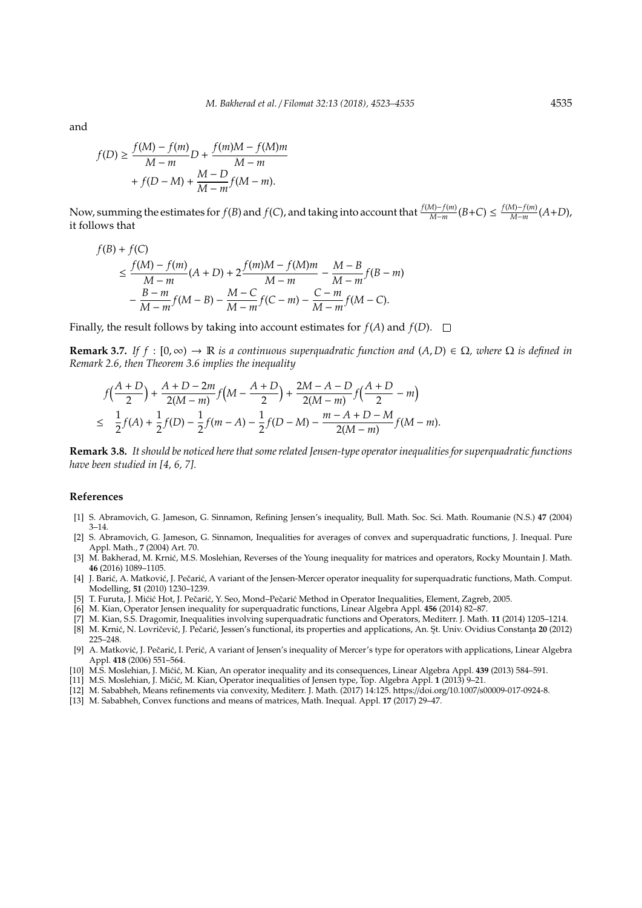and

$$
\begin{aligned}
f(D) \geq\ & \frac{f(M)-f(m)}{M-m} D+\frac{f(m) M-f(M) m}{M-m} \\
& +f(D-M)+\frac{M-D}{M-m} f(M-m).
\end{aligned}
$$

Now, summing the estimates for $f(B)$ and $f(C)$, and taking into account that $\frac{f(M)-f(m)}{M-m}(B+C) \leq \frac{f(M)-f(m)}{M-m}(A+D)$, it follows that

$$
\begin{aligned}
& f(B)+f(C) \\
& \quad \leq \frac{f(M)-f(m)}{M-m}(A+D)+2 \frac{f(m) M-f(M) m}{M-m}-\frac{M-B}{M-m} f(B-m) \\
& \quad\quad -\frac{B-m}{M-m} f(M-B)-\frac{M-C}{M-m} f(C-m)-\frac{C-m}{M-m} f(M-C).
\end{aligned}
$$

Finally, the result follows by taking into account estimates for $f(A)$ and $f(D)$. $\square$

**Remark 3.7.** *If $f:[0, \infty) \rightarrow \mathbb{R}$ is a continuous superquadratic function and $(A, D) \in \Omega$, where $\Omega$ is defined in Remark 2.6, then Theorem 3.6 implies the inequality*

$$
\begin{aligned}
& f\Big(\frac{A+D}{2}\Big)+\frac{A+D-2 m}{2(M-m)} f\Big(M-\frac{A+D}{2}\Big)+\frac{2 M-A-D}{2(M-m)} f\Big(\frac{A+D}{2}-m\Big) \\
\leq\ & \frac{1}{2} f(A)+\frac{1}{2} f(D)-\frac{1}{2} f(m-A)-\frac{1}{2} f(D-M)-\frac{m-A+D-M}{2(M-m)} f(M-m).
\end{aligned}
$$

**Remark 3.8.** *It should be noticed here that some related Jensen-type operator inequalities for superquadratic functions have been studied in [4, 6, 7].*

## References

[1] S. Abramovich, G. Jameson, G. Sinnamon, Refining Jensen's inequality, Bull. Math. Soc. Sci. Math. Roumanie (N.S.) **47** (2004) 3–14.

[2] S. Abramovich, G. Jameson, G. Sinnamon, Inequalities for averages of convex and superquadratic functions, J. Inequal. Pure Appl. Math., **7** (2004) Art. 70.

[3] M. Bakherad, M. Krnić, M.S. Moslehian, Reverses of the Young inequality for matrices and operators, Rocky Mountain J. Math. **46** (2016) 1089–1105.

[4] J. Barić, A. Matković, J. Pečarić, A variant of the Jensen-Mercer operator inequality for superquadratic functions, Math. Comput. Modelling, **51** (2010) 1230–1239.

[5] T. Furuta, J. Mićić Hot, J. Pečarić, Y. Seo, Mond–Pečarić Method in Operator Inequalities, Element, Zagreb, 2005.

[6] M. Kian, Operator Jensen inequality for superquadratic functions, Linear Algebra Appl. **456** (2014) 82–87.

[7] M. Kian, S.S. Dragomir, Inequalities involving superquadratic functions and Operators, Mediterr. J. Math. **11** (2014) 1205–1214.

[8] M. Krnić, N. Lovričević, J. Pečarić, Jessen's functional, its properties and applications, An. Şt. Univ. Ovidius Constanţa **20** (2012) 225–248.

[9] A. Matković, J. Pečarić, I. Perić, A variant of Jensen's inequality of Mercer's type for operators with applications, Linear Algebra Appl. **418** (2006) 551–564.

[10] M.S. Moslehian, J. Mićić, M. Kian, An operator inequality and its consequences, Linear Algebra Appl. **439** (2013) 584–591.

[11] M.S. Moslehian, J. Mićić, M. Kian, Operator inequalities of Jensen type, Top. Algebra Appl. **1** (2013) 9–21.

[12] M. Sababheh, Means refinements via convexity, Mediterr. J. Math. (2017) 14:125. https://doi.org/10.1007/s00009-017-0924-8.

[13] M. Sababheh, Convex functions and means of matrices, Math. Inequal. Appl. **17** (2017) 29–47.